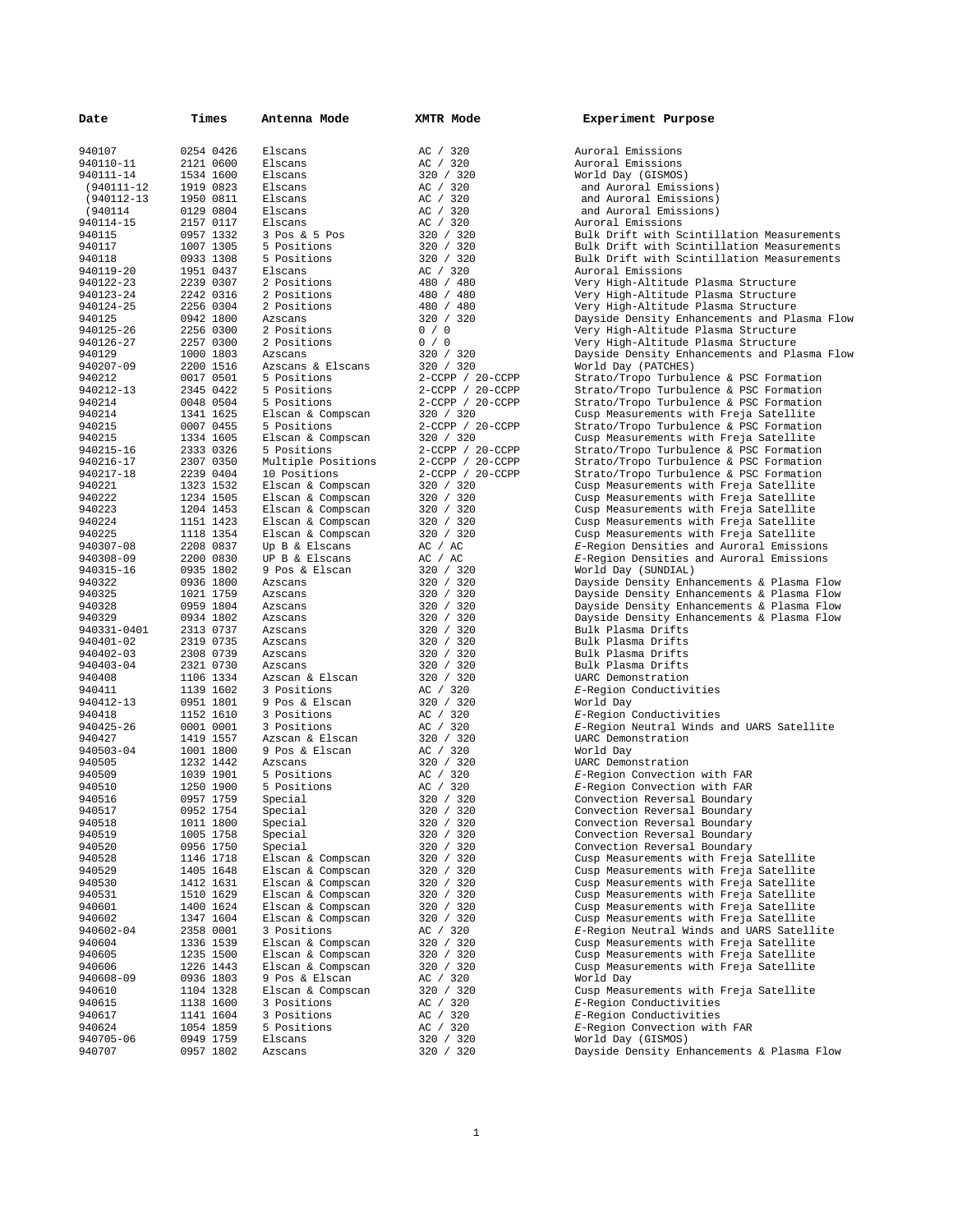| Date | Times | Antenna Mode | XMTR Mode | Experiment Purpose |
|---|---|---|---|---|
| 940107 | 0254 0426 | Elscans | AC / 320 | Auroral Emissions |
| 940110-11 | 2121 0600 | Elscans | AC / 320 | Auroral Emissions |
| 940111-14 | 1534 1600 | Elscans | 320 / 320 | World Day (GISMOS) |
| (940111-12 | 1919 0823 | Elscans | AC / 320 | and Auroral Emissions) |
| (940112-13 | 1950 0811 | Elscans | AC / 320 | and Auroral Emissions) |
| (940114 | 0129 0804 | Elscans | AC / 320 | and Auroral Emissions) |
| 940114-15 | 2157 0117 | Elscans | AC / 320 | Auroral Emissions |
| 940115 | 0957 1332 | 3 Pos & 5 Pos | 320 / 320 | Bulk Drift with Scintillation Measurements |
| 940117 | 1007 1305 | 5 Positions | 320 / 320 | Bulk Drift with Scintillation Measurements |
| 940118 | 0933 1308 | 5 Positions | 320 / 320 | Bulk Drift with Scintillation Measurements |
| 940119-20 | 1951 0437 | Elscans | AC / 320 | Auroral Emissions |
| 940122-23 | 2239 0307 | 2 Positions | 480 / 480 | Very High-Altitude Plasma Structure |
| 940123-24 | 2242 0316 | 2 Positions | 480 / 480 | Very High-Altitude Plasma Structure |
| 940124-25 | 2256 0304 | 2 Positions | 480 / 480 | Very High-Altitude Plasma Structure |
| 940125 | 0942 1800 | Azscans | 320 / 320 | Dayside Density Enhancements and Plasma Flow |
| 940125-26 | 2256 0300 | 2 Positions | 0 / 0 | Very High-Altitude Plasma Structure |
| 940126-27 | 2257 0300 | 2 Positions | 0 / 0 | Very High-Altitude Plasma Structure |
| 940129 | 1000 1803 | Azscans | 320 / 320 | Dayside Density Enhancements and Plasma Flow |
| 940207-09 | 2200 1516 | Azscans & Elscans | 320 / 320 | World Day (PATCHES) |
| 940212 | 0017 0501 | 5 Positions | 2-CCPP / 20-CCPP | Strato/Tropo Turbulence & PSC Formation |
| 940212-13 | 2345 0422 | 5 Positions | 2-CCPP / 20-CCPP | Strato/Tropo Turbulence & PSC Formation |
| 940214 | 0048 0504 | 5 Positions | 2-CCPP / 20-CCPP | Strato/Tropo Turbulence & PSC Formation |
| 940214 | 1341 1625 | Elscan & Compscan | 320 / 320 | Cusp Measurements with Freja Satellite |
| 940215 | 0007 0455 | 5 Positions | 2-CCPP / 20-CCPP | Strato/Tropo Turbulence & PSC Formation |
| 940215 | 1334 1605 | Elscan & Compscan | 320 / 320 | Cusp Measurements with Freja Satellite |
| 940215-16 | 2333 0326 | 5 Positions | 2-CCPP / 20-CCPP | Strato/Tropo Turbulence & PSC Formation |
| 940216-17 | 2307 0350 | Multiple Positions | 2-CCPP / 20-CCPP | Strato/Tropo Turbulence & PSC Formation |
| 940217-18 | 2239 0404 | 10 Positions | 2-CCPP / 20-CCPP | Strato/Tropo Turbulence & PSC Formation |
| 940221 | 1323 1532 | Elscan & Compscan | 320 / 320 | Cusp Measurements with Freja Satellite |
| 940222 | 1234 1505 | Elscan & Compscan | 320 / 320 | Cusp Measurements with Freja Satellite |
| 940223 | 1204 1453 | Elscan & Compscan | 320 / 320 | Cusp Measurements with Freja Satellite |
| 940224 | 1151 1423 | Elscan & Compscan | 320 / 320 | Cusp Measurements with Freja Satellite |
| 940225 | 1118 1354 | Elscan & Compscan | 320 / 320 | Cusp Measurements with Freja Satellite |
| 940307-08 | 2208 0837 | Up B & Elscans | AC / AC | *E*-Region Densities and Auroral Emissions |
| 940308-09 | 2200 0830 | UP B & Elscans | AC / AC | *E*-Region Densities and Auroral Emissions |
| 940315-16 | 0935 1802 | 9 Pos & Elscan | 320 / 320 | World Day (SUNDIAL) |
| 940322 | 0936 1800 | Azscans | 320 / 320 | Dayside Density Enhancements & Plasma Flow |
| 940325 | 1021 1759 | Azscans | 320 / 320 | Dayside Density Enhancements & Plasma Flow |
| 940328 | 0959 1804 | Azscans | 320 / 320 | Dayside Density Enhancements & Plasma Flow |
| 940329 | 0934 1802 | Azscans | 320 / 320 | Dayside Density Enhancements & Plasma Flow |
| 940331-0401 | 2313 0737 | Azscans | 320 / 320 | Bulk Plasma Drifts |
| 940401-02 | 2319 0735 | Azscans | 320 / 320 | Bulk Plasma Drifts |
| 940402-03 | 2308 0739 | Azscans | 320 / 320 | Bulk Plasma Drifts |
| 940403-04 | 2321 0730 | Azscans | 320 / 320 | Bulk Plasma Drifts |
| 940408 | 1106 1334 | Azscan & Elscan | 320 / 320 | UARC Demonstration |
| 940411 | 1139 1602 | 3 Positions | AC / 320 | *E*-Region Conductivities |
| 940412-13 | 0951 1801 | 9 Pos & Elscan | 320 / 320 | World Day |
| 940418 | 1152 1610 | 3 Positions | AC / 320 | *E*-Region Conductivities |
| 940425-26 | 0001 0001 | 3 Positions | AC / 320 | *E*-Region Neutral Winds and UARS Satellite |
| 940427 | 1419 1557 | Azscan & Elscan | 320 / 320 | UARC Demonstration |
| 940503-04 | 1001 1800 | 9 Pos & Elscan | AC / 320 | World Day |
| 940505 | 1232 1442 | Azscans | 320 / 320 | UARC Demonstration |
| 940509 | 1039 1901 | 5 Positions | AC / 320 | *E*-Region Convection with FAR |
| 940510 | 1250 1900 | 5 Positions | AC / 320 | *E*-Region Convection with FAR |
| 940516 | 0957 1759 | Special | 320 / 320 | Convection Reversal Boundary |
| 940517 | 0952 1754 | Special | 320 / 320 | Convection Reversal Boundary |
| 940518 | 1011 1800 | Special | 320 / 320 | Convection Reversal Boundary |
| 940519 | 1005 1758 | Special | 320 / 320 | Convection Reversal Boundary |
| 940520 | 0956 1750 | Special | 320 / 320 | Convection Reversal Boundary |
| 940528 | 1146 1718 | Elscan & Compscan | 320 / 320 | Cusp Measurements with Freja Satellite |
| 940529 | 1405 1648 | Elscan & Compscan | 320 / 320 | Cusp Measurements with Freja Satellite |
| 940530 | 1412 1631 | Elscan & Compscan | 320 / 320 | Cusp Measurements with Freja Satellite |
| 940531 | 1510 1629 | Elscan & Compscan | 320 / 320 | Cusp Measurements with Freja Satellite |
| 940601 | 1400 1624 | Elscan & Compscan | 320 / 320 | Cusp Measurements with Freja Satellite |
| 940602 | 1347 1604 | Elscan & Compscan | 320 / 320 | Cusp Measurements with Freja Satellite |
| 940602-04 | 2358 0001 | 3 Positions | AC / 320 | *E*-Region Neutral Winds and UARS Satellite |
| 940604 | 1336 1539 | Elscan & Compscan | 320 / 320 | Cusp Measurements with Freja Satellite |
| 940605 | 1235 1500 | Elscan & Compscan | 320 / 320 | Cusp Measurements with Freja Satellite |
| 940606 | 1226 1443 | Elscan & Compscan | 320 / 320 | Cusp Measurements with Freja Satellite |
| 940608-09 | 0936 1803 | 9 Pos & Elscan | AC / 320 | World Day |
| 940610 | 1104 1328 | Elscan & Compscan | 320 / 320 | Cusp Measurements with Freja Satellite |
| 940615 | 1138 1600 | 3 Positions | AC / 320 | *E*-Region Conductivities |
| 940617 | 1141 1604 | 3 Positions | AC / 320 | *E*-Region Conductivities |
| 940624 | 1054 1859 | 5 Positions | AC / 320 | *E*-Region Convection with FAR |
| 940705-06 | 0949 1759 | Elscans | 320 / 320 | World Day (GISMOS) |
| 940707 | 0957 1802 | Azscans | 320 / 320 | Dayside Density Enhancements & Plasma Flow |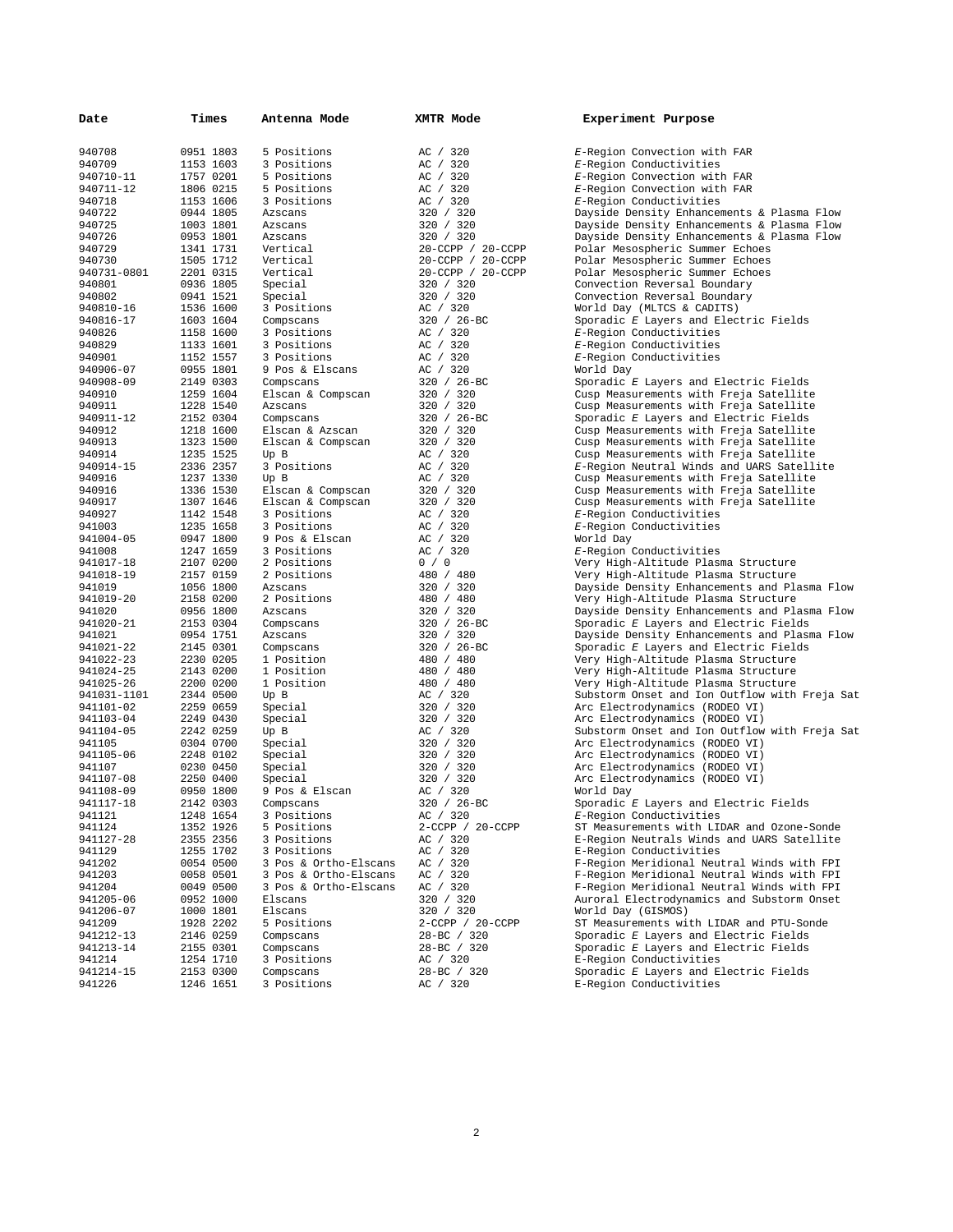| Date | Times | Antenna Mode | XMTR Mode | Experiment Purpose |
|---|---|---|---|---|
| 940708 | 0951 1803 | 5 Positions | AC / 320 | *E*-Region Convection with FAR |
| 940709 | 1153 1603 | 3 Positions | AC / 320 | *E*-Region Conductivities |
| 940710-11 | 1757 0201 | 5 Positions | AC / 320 | *E*-Region Convection with FAR |
| 940711-12 | 1806 0215 | 5 Positions | AC / 320 | *E*-Region Convection with FAR |
| 940718 | 1153 1606 | 3 Positions | AC / 320 | *E*-Region Conductivities |
| 940722 | 0944 1805 | Azscans | 320 / 320 | Dayside Density Enhancements & Plasma Flow |
| 940725 | 1003 1801 | Azscans | 320 / 320 | Dayside Density Enhancements & Plasma Flow |
| 940726 | 0953 1801 | Azscans | 320 / 320 | Dayside Density Enhancements & Plasma Flow |
| 940729 | 1341 1731 | Vertical | 20-CCPP / 20-CCPP | Polar Mesospheric Summer Echoes |
| 940730 | 1505 1712 | Vertical | 20-CCPP / 20-CCPP | Polar Mesospheric Summer Echoes |
| 940731-0801 | 2201 0315 | Vertical | 20-CCPP / 20-CCPP | Polar Mesospheric Summer Echoes |
| 940801 | 0936 1805 | Special | 320 / 320 | Convection Reversal Boundary |
| 940802 | 0941 1521 | Special | 320 / 320 | Convection Reversal Boundary |
| 940810-16 | 1536 1600 | 3 Positions | AC / 320 | World Day (MLTCS & CADITS) |
| 940816-17 | 1603 1604 | Compscans | 320 / 26-BC | Sporadic *E* Layers and Electric Fields |
| 940826 | 1158 1600 | 3 Positions | AC / 320 | *E*-Region Conductivities |
| 940829 | 1133 1601 | 3 Positions | AC / 320 | *E*-Region Conductivities |
| 940901 | 1152 1557 | 3 Positions | AC / 320 | *E*-Region Conductivities |
| 940906-07 | 0955 1801 | 9 Pos & Elscans | AC / 320 | World Day |
| 940908-09 | 2149 0303 | Compscans | 320 / 26-BC | Sporadic *E* Layers and Electric Fields |
| 940910 | 1259 1604 | Elscan & Compscan | 320 / 320 | Cusp Measurements with Freja Satellite |
| 940911 | 1228 1540 | Azscans | 320 / 320 | Cusp Measurements with Freja Satellite |
| 940911-12 | 2152 0304 | Compscans | 320 / 26-BC | Sporadic *E* Layers and Electric Fields |
| 940912 | 1218 1600 | Elscan & Azscan | 320 / 320 | Cusp Measurements with Freja Satellite |
| 940913 | 1323 1500 | Elscan & Compscan | 320 / 320 | Cusp Measurements with Freja Satellite |
| 940914 | 1235 1525 | Up B | AC / 320 | Cusp Measurements with Freja Satellite |
| 940914-15 | 2336 2357 | 3 Positions | AC / 320 | *E*-Region Neutral Winds and UARS Satellite |
| 940916 | 1237 1330 | Up B | AC / 320 | Cusp Measurements with Freja Satellite |
| 940916 | 1336 1530 | Elscan & Compscan | 320 / 320 | Cusp Measurements with Freja Satellite |
| 940917 | 1307 1646 | Elscan & Compscan | 320 / 320 | Cusp Measurements with Freja Satellite |
| 940927 | 1142 1548 | 3 Positions | AC / 320 | *E*-Region Conductivities |
| 941003 | 1235 1658 | 3 Positions | AC / 320 | *E*-Region Conductivities |
| 941004-05 | 0947 1800 | 9 Pos & Elscan | AC / 320 | World Day |
| 941008 | 1247 1659 | 3 Positions | AC / 320 | *E*-Region Conductivities |
| 941017-18 | 2107 0200 | 2 Positions | 0 / 0 | Very High-Altitude Plasma Structure |
| 941018-19 | 2157 0159 | 2 Positions | 480 / 480 | Very High-Altitude Plasma Structure |
| 941019 | 1056 1800 | Azscans | 320 / 320 | Dayside Density Enhancements and Plasma Flow |
| 941019-20 | 2158 0200 | 2 Positions | 480 / 480 | Very High-Altitude Plasma Structure |
| 941020 | 0956 1800 | Azscans | 320 / 320 | Dayside Density Enhancements and Plasma Flow |
| 941020-21 | 2153 0304 | Compscans | 320 / 26-BC | Sporadic *E* Layers and Electric Fields |
| 941021 | 0954 1751 | Azscans | 320 / 320 | Dayside Density Enhancements and Plasma Flow |
| 941021-22 | 2145 0301 | Compscans | 320 / 26-BC | Sporadic *E* Layers and Electric Fields |
| 941022-23 | 2230 0205 | 1 Position | 480 / 480 | Very High-Altitude Plasma Structure |
| 941024-25 | 2143 0200 | 1 Position | 480 / 480 | Very High-Altitude Plasma Structure |
| 941025-26 | 2200 0200 | 1 Position | 480 / 480 | Very High-Altitude Plasma Structure |
| 941031-1101 | 2344 0500 | Up B | AC / 320 | Substorm Onset and Ion Outflow with Freja Sat |
| 941101-02 | 2259 0659 | Special | 320 / 320 | Arc Electrodynamics (RODEO VI) |
| 941103-04 | 2249 0430 | Special | 320 / 320 | Arc Electrodynamics (RODEO VI) |
| 941104-05 | 2242 0259 | Up B | AC / 320 | Substorm Onset and Ion Outflow with Freja Sat |
| 941105 | 0304 0700 | Special | 320 / 320 | Arc Electrodynamics (RODEO VI) |
| 941105-06 | 2248 0102 | Special | 320 / 320 | Arc Electrodynamics (RODEO VI) |
| 941107 | 0230 0450 | Special | 320 / 320 | Arc Electrodynamics (RODEO VI) |
| 941107-08 | 2250 0400 | Special | 320 / 320 | Arc Electrodynamics (RODEO VI) |
| 941108-09 | 0950 1800 | 9 Pos & Elscan | AC / 320 | World Day |
| 941117-18 | 2142 0303 | Compscans | 320 / 26-BC | Sporadic *E* Layers and Electric Fields |
| 941121 | 1248 1654 | 3 Positions | AC / 320 | *E*-Region Conductivities |
| 941124 | 1352 1926 | 5 Positions | 2-CCPP / 20-CCPP | ST Measurements with LIDAR and Ozone-Sonde |
| 941127-28 | 2355 2356 | 3 Positions | AC / 320 | E-Region Neutrals Winds and UARS Satellite |
| 941129 | 1255 1702 | 3 Positions | AC / 320 | E-Region Conductivities |
| 941202 | 0054 0500 | 3 Pos & Ortho-Elscans | AC / 320 | F-Region Meridional Neutral Winds with FPI |
| 941203 | 0058 0501 | 3 Pos & Ortho-Elscans | AC / 320 | F-Region Meridional Neutral Winds with FPI |
| 941204 | 0049 0500 | 3 Pos & Ortho-Elscans | AC / 320 | F-Region Meridional Neutral Winds with FPI |
| 941205-06 | 0952 1000 | Elscans | 320 / 320 | Auroral Electrodynamics and Substorm Onset |
| 941206-07 | 1000 1801 | Elscans | 320 / 320 | World Day (GISMOS) |
| 941209 | 1928 2202 | 5 Positions | 2-CCPP / 20-CCPP | ST Measurements with LIDAR and PTU-Sonde |
| 941212-13 | 2146 0259 | Compscans | 28-BC / 320 | Sporadic *E* Layers and Electric Fields |
| 941213-14 | 2155 0301 | Compscans | 28-BC / 320 | Sporadic *E* Layers and Electric Fields |
| 941214 | 1254 1710 | 3 Positions | AC / 320 | E-Region Conductivities |
| 941214-15 | 2153 0300 | Compscans | 28-BC / 320 | Sporadic *E* Layers and Electric Fields |
| 941226 | 1246 1651 | 3 Positions | AC / 320 | E-Region Conductivities |